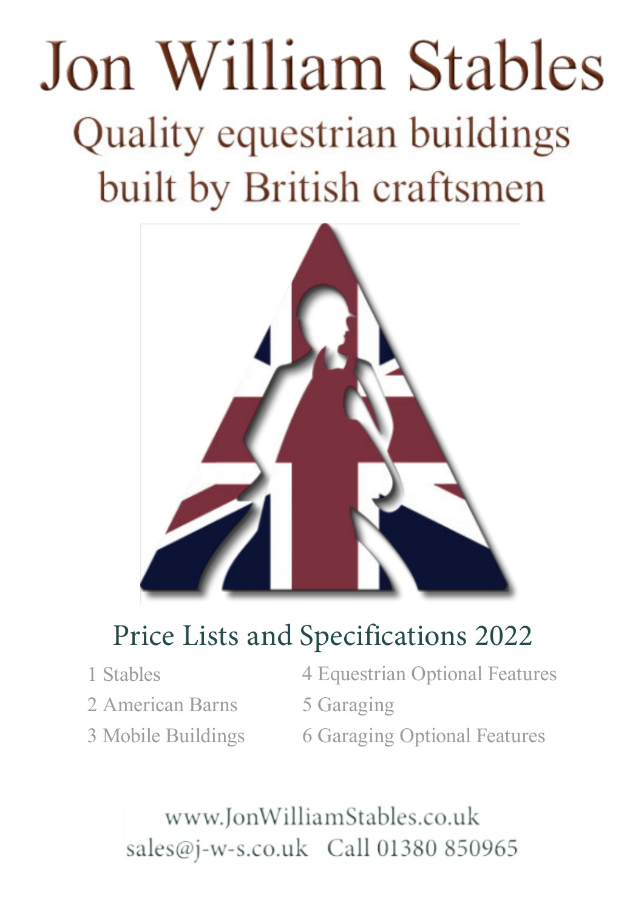# Jon William Stables

## Quality equestrian buildings built by British craftsmen

## Price Lists and Specifications 2022

1 Stables
2 American Barns
3 Mobile Buildings
4 Equestrian Optional Features
5 Garaging
6 Garaging Optional Features

www.JonWilliamStables.co.uk
sales@j-w-s.co.uk Call 01380 850965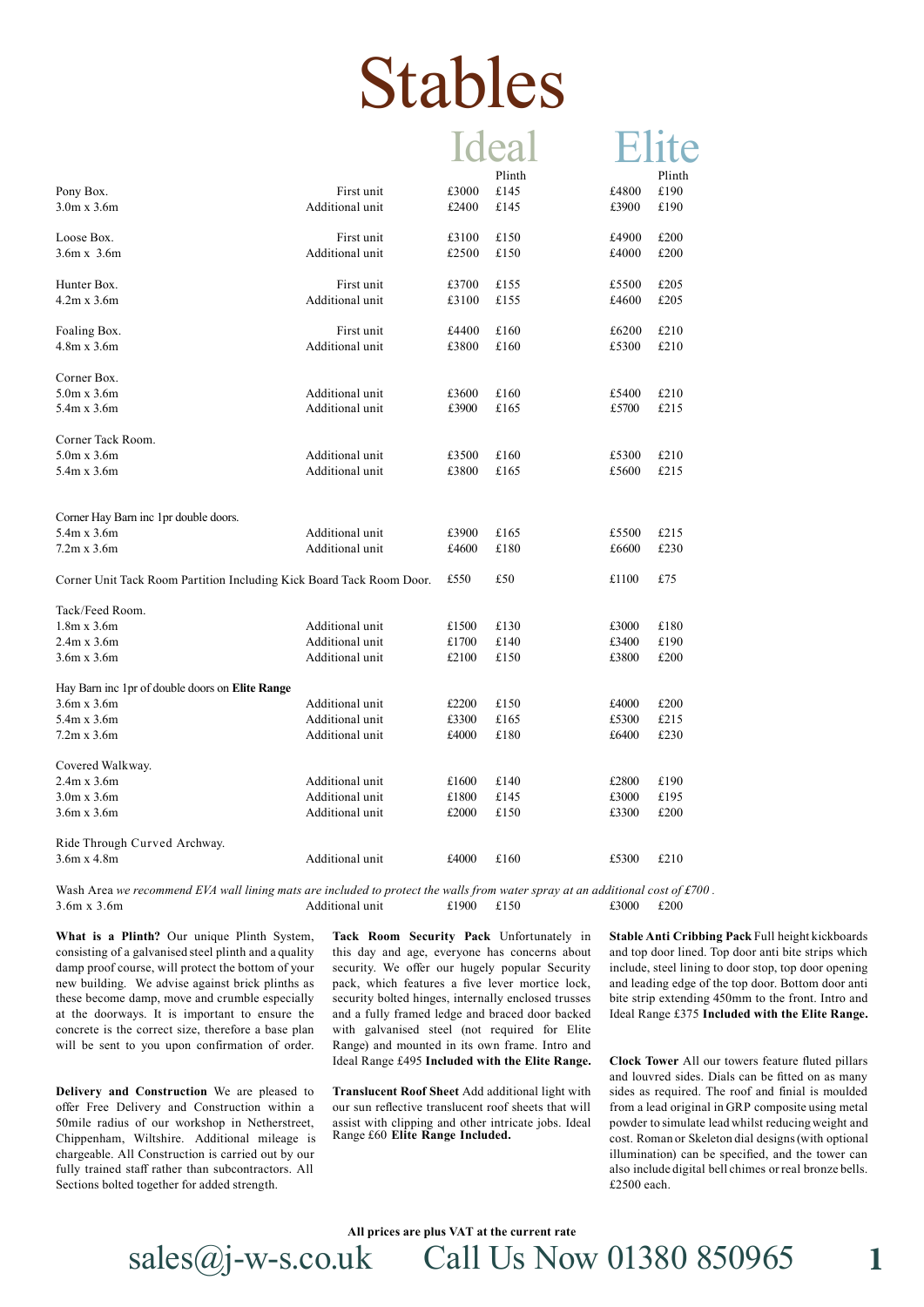# Stables

| | | Ideal | Plinth | Elite | Plinth |
|---|---|---|---|---|---|
| Pony Box. | First unit | £3000 | £145 | £4800 | £190 |
| 3.0m x 3.6m | Additional unit | £2400 | £145 | £3900 | £190 |
| | | | | | |
| Loose Box. | First unit | £3100 | £150 | £4900 | £200 |
| 3.6m x 3.6m | Additional unit | £2500 | £150 | £4000 | £200 |
| | | | | | |
| Hunter Box. | First unit | £3700 | £155 | £5500 | £205 |
| 4.2m x 3.6m | Additional unit | £3100 | £155 | £4600 | £205 |
| | | | | | |
| Foaling Box. | First unit | £4400 | £160 | £6200 | £210 |
| 4.8m x 3.6m | Additional unit | £3800 | £160 | £5300 | £210 |
| | | | | | |
| Corner Box. | | | | | |
| 5.0m x 3.6m | Additional unit | £3600 | £160 | £5400 | £210 |
| 5.4m x 3.6m | Additional unit | £3900 | £165 | £5700 | £215 |
| | | | | | |
| Corner Tack Room. | | | | | |
| 5.0m x 3.6m | Additional unit | £3500 | £160 | £5300 | £210 |
| 5.4m x 3.6m | Additional unit | £3800 | £165 | £5600 | £215 |
| | | | | | |
| Corner Hay Barn inc 1pr double doors. | | | | | |
| 5.4m x 3.6m | Additional unit | £3900 | £165 | £5500 | £215 |
| 7.2m x 3.6m | Additional unit | £4600 | £180 | £6600 | £230 |
| | | | | | |
| Corner Unit Tack Room Partition Including Kick Board Tack Room Door. | | £550 | £50 | £1100 | £75 |
| | | | | | |
| Tack/Feed Room. | | | | | |
| 1.8m x 3.6m | Additional unit | £1500 | £130 | £3000 | £180 |
| 2.4m x 3.6m | Additional unit | £1700 | £140 | £3400 | £190 |
| 3.6m x 3.6m | Additional unit | £2100 | £150 | £3800 | £200 |
| | | | | | |
| Hay Barn inc 1pr of double doors on **Elite Range** | | | | | |
| 3.6m x 3.6m | Additional unit | £2200 | £150 | £4000 | £200 |
| 5.4m x 3.6m | Additional unit | £3300 | £165 | £5300 | £215 |
| 7.2m x 3.6m | Additional unit | £4000 | £180 | £6400 | £230 |
| | | | | | |
| Covered Walkway. | | | | | |
| 2.4m x 3.6m | Additional unit | £1600 | £140 | £2800 | £190 |
| 3.0m x 3.6m | Additional unit | £1800 | £145 | £3000 | £195 |
| 3.6m x 3.6m | Additional unit | £2000 | £150 | £3300 | £200 |
| | | | | | |
| Ride Through Curved Archway. | | | | | |
| 3.6m x 4.8m | Additional unit | £4000 | £160 | £5300 | £210 |
| | | | | | |
| Wash Area *we recommend EVA wall lining mats are included to protect the walls from water spray at an additional cost of £700 .* | | | | | |
| 3.6m x 3.6m | Additional unit | £1900 | £150 | £3000 | £200 |

**What is a Plinth?** Our unique Plinth System, consisting of a galvanised steel plinth and a quality damp proof course, will protect the bottom of your new building. We advise against brick plinths as these become damp, move and crumble especially at the doorways. It is important to ensure the concrete is the correct size, therefore a base plan will be sent to you upon confirmation of order.

**Delivery and Construction** We are pleased to offer Free Delivery and Construction within a 50mile radius of our workshop in Netherstreet, Chippenham, Wiltshire. Additional mileage is chargeable. All Construction is carried out by our fully trained staff rather than subcontractors. All Sections bolted together for added strength.

**Tack Room Security Pack** Unfortunately in this day and age, everyone has concerns about security. We offer our hugely popular Security pack, which features a five lever mortice lock, security bolted hinges, internally enclosed trusses and a fully framed ledge and braced door backed with galvanised steel (not required for Elite Range) and mounted in its own frame. Intro and Ideal Range £495 **Included with the Elite Range.**

**Translucent Roof Sheet** Add additional light with our sun reflective translucent roof sheets that will assist with clipping and other intricate jobs. Ideal Range £60 **Elite Range Included.**

**Stable Anti Cribbing Pack** Full height kickboards and top door lined. Top door anti bite strips which include, steel lining to door stop, top door opening and leading edge of the top door. Bottom door anti bite strip extending 450mm to the front. Intro and Ideal Range £375 **Included with the Elite Range.**

**Clock Tower** All our towers feature fluted pillars and louvred sides. Dials can be fitted on as many sides as required. The roof and finial is moulded from a lead original in GRP composite using metal powder to simulate lead whilst reducing weight and cost. Roman or Skeleton dial designs (with optional illumination) can be specified, and the tower can also include digital bell chimes or real bronze bells. £2500 each.

**All prices are plus VAT at the current rate**

sales@j-w-s.co.uk Call Us Now 01380 850965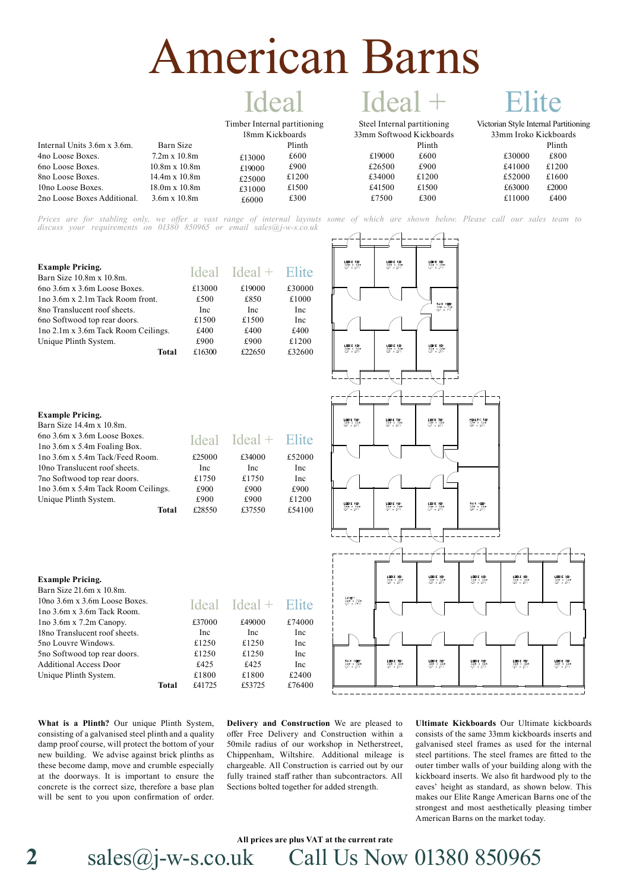# American Barns

| Internal Units 3.6m x 3.6m. | Barn Size | Ideal<br>Timber Internal partitioning<br>18mm Kickboards | | Ideal +<br>Steel Internal partitioning<br>33mm Softwood Kickboards | | Elite<br>Victorian Style Internal Partitioning<br>33mm Iroko Kickboards | |
|---|---|---|---|---|---|---|---|
| | | | Plinth | | Plinth | | Plinth |
| 4no Loose Boxes. | 7.2m x 10.8m | £13000 | £600 | £19000 | £600 | £30000 | £800 |
| 6no Loose Boxes. | 10.8m x 10.8m | £19000 | £900 | £26500 | £900 | £41000 | £1200 |
| 8no Loose Boxes. | 14.4m x 10.8m | £25000 | £1200 | £34000 | £1200 | £52000 | £1600 |
| 10no Loose Boxes. | 18.0m x 10.8m | £31000 | £1500 | £41500 | £1500 | £63000 | £2000 |
| 2no Loose Boxes Additional. | 3.6m x 10.8m | £6000 | £300 | £7500 | £300 | £11000 | £400 |

*Prices are for stabling only, we offer a vast range of internal layouts some of which are shown below. Please call our sales team to discuss your requirements on 01380 850965 or email sales@j-w-s.co.uk*

**Example Pricing.**
Barn Size 10.8m x 10.8m.

| | Ideal | Ideal + | Elite |
|---|---|---|---|
| 6no 3.6m x 3.6m Loose Boxes. | £13000 | £19000 | £30000 |
| 1no 3.6m x 2.1m Tack Room front. | £500 | £850 | £1000 |
| 8no Translucent roof sheets. | Inc | Inc | Inc |
| 6no Softwood top rear doors. | £1500 | £1500 | Inc |
| 1no 2.1m x 3.6m Tack Room Ceilings. | £400 | £400 | £400 |
| Unique Plinth System. | £900 | £900 | £1200 |
| **Total** | £16300 | £22650 | £32600 |

**Example Pricing.**
Barn Size 14.4m x 10.8m.

| | Ideal | Ideal + | Elite |
|---|---|---|---|
| 6no 3.6m x 3.6m Loose Boxes. | | | |
| 1no 3.6m x 5.4m Foaling Box. | | | |
| 1no 3.6m x 5.4m Tack/Feed Room. | £25000 | £34000 | £52000 |
| 10no Translucent roof sheets. | Inc | Inc | Inc |
| 7no Softwood top rear doors. | £1750 | £1750 | Inc |
| 1no 3.6m x 5.4m Tack Room Ceilings. | £900 | £900 | £900 |
| Unique Plinth System. | £900 | £900 | £1200 |
| **Total** | £28550 | £37550 | £54100 |

**Example Pricing.**
Barn Size 21.6m x 10.8m.

| | Ideal | Ideal + | Elite |
|---|---|---|---|
| 10no 3.6m x 3.6m Loose Boxes. | | | |
| 1no 3.6m x 3.6m Tack Room. | | | |
| 1no 3.6m x 7.2m Canopy. | £37000 | £49000 | £74000 |
| 18no Translucent roof sheets. | Inc | Inc | Inc |
| 5no Louvre Windows. | £1250 | £1250 | Inc |
| 5no Softwood top rear doors. | £1250 | £1250 | Inc |
| Additional Access Door | £425 | £425 | Inc |
| Unique Plinth System. | £1800 | £1800 | £2400 |
| **Total** | £41725 | £53725 | £76400 |

**What is a Plinth?** Our unique Plinth System, consisting of a galvanised steel plinth and a quality damp proof course, will protect the bottom of your new building. We advise against brick plinths as these become damp, move and crumble especially at the doorways. It is important to ensure the concrete is the correct size, therefore a base plan will be sent to you upon confirmation of order.

**Delivery and Construction** We are pleased to offer Free Delivery and Construction within a 50mile radius of our workshop in Netherstreet, Chippenham, Wiltshire. Additional mileage is chargeable. All Construction is carried out by our fully trained staff rather than subcontractors. All Sections bolted together for added strength.

**Ultimate Kickboards** Our Ultimate kickboards consists of the same 33mm kickboards inserts and galvanised steel frames as used for the internal steel partitions. The steel frames are fitted to the outer timber walls of your building along with the kickboard inserts. We also fit hardwood ply to the eaves' height as standard, as shown below. This makes our Elite Range American Barns one of the strongest and most aesthetically pleasing timber American Barns on the market today.

**All prices are plus VAT at the current rate**

sales@j-w-s.co.uk Call Us Now 01380 850965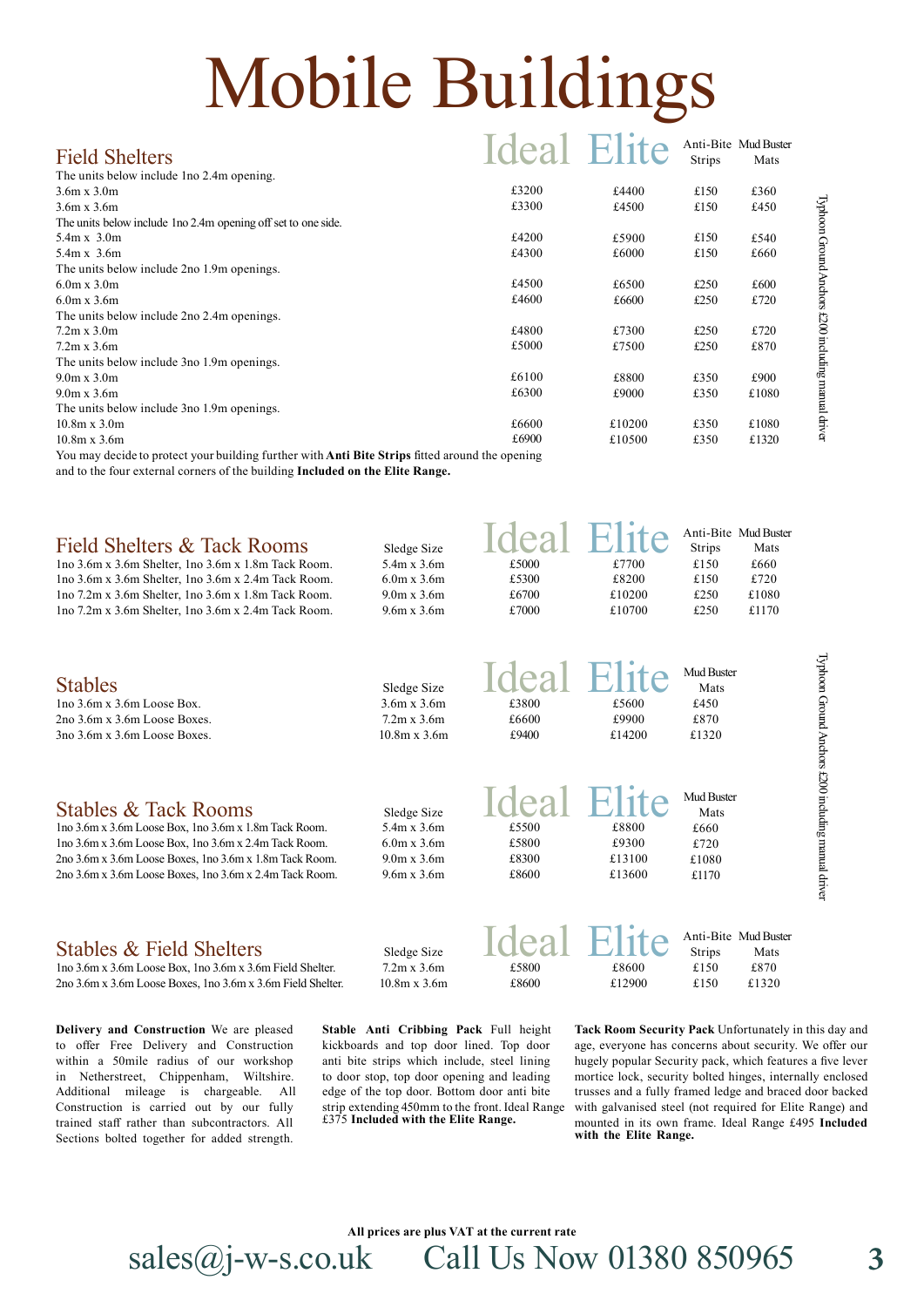# Mobile Buildings

## Field Shelters

| | Ideal | Elite | Anti-Bite Strips | Mud Buster Mats |
|---|---|---|---|---|
| The units below include 1no 2.4m opening. | | | | |
| 3.6m x 3.0m | £3200 | £4400 | £150 | £360 |
| 3.6m x 3.6m | £3300 | £4500 | £150 | £450 |
| The units below include 1no 2.4m opening off set to one side. | | | | |
| 5.4m x 3.0m | £4200 | £5900 | £150 | £540 |
| 5.4m x 3.6m | £4300 | £6000 | £150 | £660 |
| The units below include 2no 1.9m openings. | | | | |
| 6.0m x 3.0m | £4500 | £6500 | £250 | £600 |
| 6.0m x 3.6m | £4600 | £6600 | £250 | £720 |
| The units below include 2no 2.4m openings. | | | | |
| 7.2m x 3.0m | £4800 | £7300 | £250 | £720 |
| 7.2m x 3.6m | £5000 | £7500 | £250 | £870 |
| The units below include 3no 1.9m openings. | | | | |
| 9.0m x 3.0m | £6100 | £8800 | £350 | £900 |
| 9.0m x 3.6m | £6300 | £9000 | £350 | £1080 |
| The units below include 3no 1.9m openings. | | | | |
| 10.8m x 3.0m | £6600 | £10200 | £350 | £1080 |
| 10.8m x 3.6m | £6900 | £10500 | £350 | £1320 |

You may decide to protect your building further with **Anti Bite Strips** fitted around the opening and to the four external corners of the building **Included on the Elite Range.**

Typhoon Ground Anchors £200 including manual driver

## Field Shelters & Tack Rooms

| | Sledge Size | Ideal | Elite | Anti-Bite Strips | Mud Buster Mats |
|---|---|---|---|---|---|
| 1no 3.6m x 3.6m Shelter, 1no 3.6m x 1.8m Tack Room. | 5.4m x 3.6m | £5000 | £7700 | £150 | £660 |
| 1no 3.6m x 3.6m Shelter, 1no 3.6m x 2.4m Tack Room. | 6.0m x 3.6m | £5300 | £8200 | £150 | £720 |
| 1no 7.2m x 3.6m Shelter, 1no 3.6m x 1.8m Tack Room. | 9.0m x 3.6m | £6700 | £10200 | £250 | £1080 |
| 1no 7.2m x 3.6m Shelter, 1no 3.6m x 2.4m Tack Room. | 9.6m x 3.6m | £7000 | £10700 | £250 | £1170 |

## Stables

| | Sledge Size | Ideal | Elite | Mud Buster Mats |
|---|---|---|---|---|
| 1no 3.6m x 3.6m Loose Box. | 3.6m x 3.6m | £3800 | £5600 | £450 |
| 2no 3.6m x 3.6m Loose Boxes. | 7.2m x 3.6m | £6600 | £9900 | £870 |
| 3no 3.6m x 3.6m Loose Boxes. | 10.8m x 3.6m | £9400 | £14200 | £1320 |

## Stables & Tack Rooms

| | Sledge Size | Ideal | Elite | Mud Buster Mats |
|---|---|---|---|---|
| 1no 3.6m x 3.6m Loose Box, 1no 3.6m x 1.8m Tack Room. | 5.4m x 3.6m | £5500 | £8800 | £660 |
| 1no 3.6m x 3.6m Loose Box, 1no 3.6m x 2.4m Tack Room. | 6.0m x 3.6m | £5800 | £9300 | £720 |
| 2no 3.6m x 3.6m Loose Boxes, 1no 3.6m x 1.8m Tack Room. | 9.0m x 3.6m | £8300 | £13100 | £1080 |
| 2no 3.6m x 3.6m Loose Boxes, 1no 3.6m x 2.4m Tack Room. | 9.6m x 3.6m | £8600 | £13600 | £1170 |

Typhoon Ground Anchors £200 including manual driver

## Stables & Field Shelters

| | Sledge Size | Ideal | Elite | Anti-Bite Strips | Mud Buster Mats |
|---|---|---|---|---|---|
| 1no 3.6m x 3.6m Loose Box, 1no 3.6m x 3.6m Field Shelter. | 7.2m x 3.6m | £5800 | £8600 | £150 | £870 |
| 2no 3.6m x 3.6m Loose Boxes, 1no 3.6m x 3.6m Field Shelter. | 10.8m x 3.6m | £8600 | £12900 | £150 | £1320 |

**Delivery and Construction** We are pleased to offer Free Delivery and Construction within a 50mile radius of our workshop in Netherstreet, Chippenham, Wiltshire. Additional mileage is chargeable. All Construction is carried out by our fully trained staff rather than subcontractors. All Sections bolted together for added strength.

**Stable Anti Cribbing Pack** Full height kickboards and top door lined. Top door anti bite strips which include, steel lining to door stop, top door opening and leading edge of the top door. Bottom door anti bite strip extending 450mm to the front. Ideal Range £375 **Included with the Elite Range.**

**Tack Room Security Pack** Unfortunately in this day and age, everyone has concerns about security. We offer our hugely popular Security pack, which features a five lever mortice lock, security bolted hinges, internally enclosed trusses and a fully framed ledge and braced door backed with galvanised steel (not required for Elite Range) and mounted in its own frame. Ideal Range £495 **Included with the Elite Range.**

**All prices are plus VAT at the current rate**

sales@j-w-s.co.uk Call Us Now 01380 850965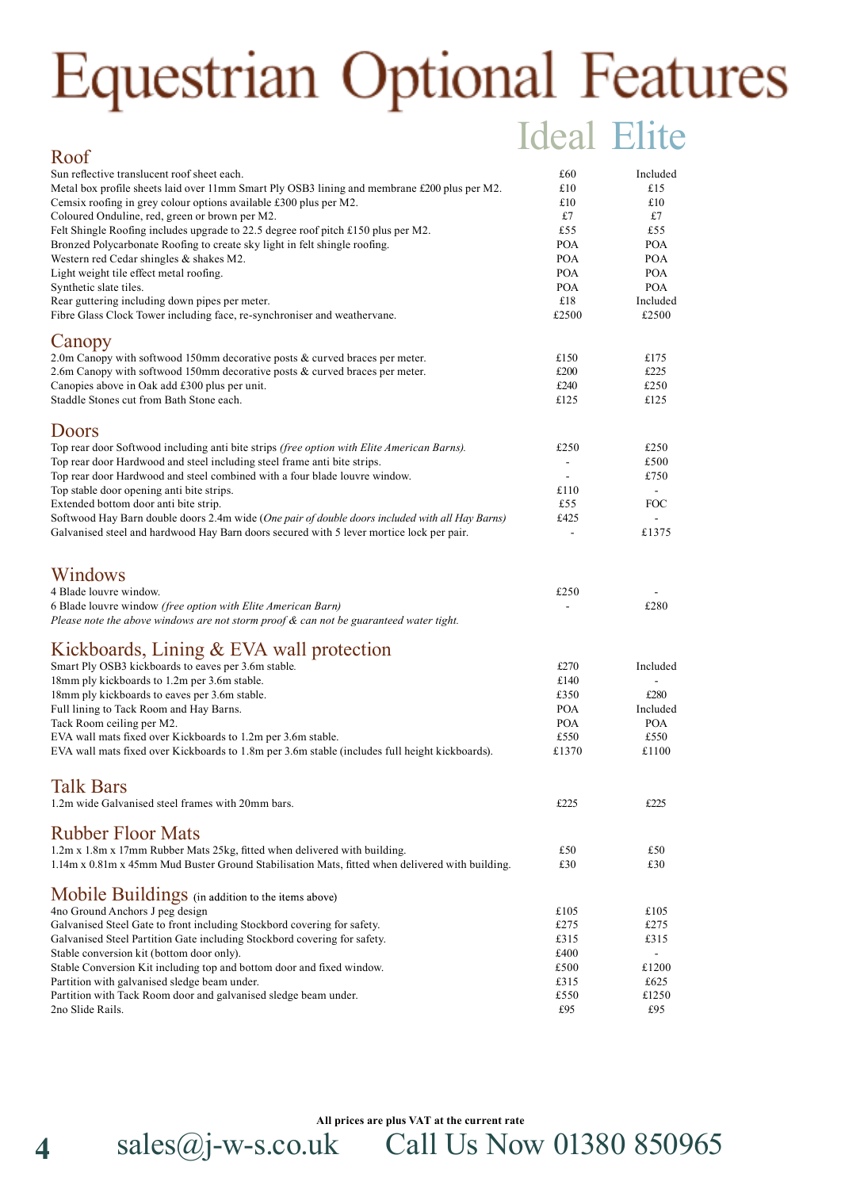# Equestrian Optional Features

## Roof

| Roof | Ideal | Elite |
|---|---|---|
| Sun reflective translucent roof sheet each. | £60 | Included |
| Metal box profile sheets laid over 11mm Smart Ply OSB3 lining and membrane £200 plus per M2. | £10 | £15 |
| Cemsix roofing in grey colour options available £300 plus per M2. | £10 | £10 |
| Coloured Onduline, red, green or brown per M2. | £7 | £7 |
| Felt Shingle Roofing includes upgrade to 22.5 degree roof pitch £150 plus per M2. | £55 | £55 |
| Bronzed Polycarbonate Roofing to create sky light in felt shingle roofing. | POA | POA |
| Western red Cedar shingles & shakes M2. | POA | POA |
| Light weight tile effect metal roofing. | POA | POA |
| Synthetic slate tiles. | POA | POA |
| Rear guttering including down pipes per meter. | £18 | Included |
| Fibre Glass Clock Tower including face, re-synchroniser and weathervane. | £2500 | £2500 |

## Canopy

| Canopy | Ideal | Elite |
|---|---|---|
| 2.0m Canopy with softwood 150mm decorative posts & curved braces per meter. | £150 | £175 |
| 2.6m Canopy with softwood 150mm decorative posts & curved braces per meter. | £200 | £225 |
| Canopies above in Oak add £300 plus per unit. | £240 | £250 |
| Staddle Stones cut from Bath Stone each. | £125 | £125 |

## Doors

| Doors | Ideal | Elite |
|---|---|---|
| Top rear door Softwood including anti bite strips *(free option with Elite American Barns).* | £250 | £250 |
| Top rear door Hardwood and steel including steel frame anti bite strips. | - | £500 |
| Top rear door Hardwood and steel combined with a four blade louvre window. | - | £750 |
| Top stable door opening anti bite strips. | £110 | - |
| Extended bottom door anti bite strip. | £55 | FOC |
| Softwood Hay Barn double doors 2.4m wide (*One pair of double doors included with all Hay Barns)* | £425 | - |
| Galvanised steel and hardwood Hay Barn doors secured with 5 lever mortice lock per pair. | - | £1375 |

## Windows

| Windows | Ideal | Elite |
|---|---|---|
| 4 Blade louvre window. | £250 | - |
| 6 Blade louvre window *(free option with Elite American Barn)* | - | £280 |

*Please note the above windows are not storm proof & can not be guaranteed water tight.*

## Kickboards, Lining & EVA wall protection

| Kickboards, Lining & EVA wall protection | Ideal | Elite |
|---|---|---|
| Smart Ply OSB3 kickboards to eaves per 3.6m stable. | £270 | Included |
| 18mm ply kickboards to 1.2m per 3.6m stable. | £140 | - |
| 18mm ply kickboards to eaves per 3.6m stable. | £350 | £280 |
| Full lining to Tack Room and Hay Barns. | POA | Included |
| Tack Room ceiling per M2. | POA | POA |
| EVA wall mats fixed over Kickboards to 1.2m per 3.6m stable. | £550 | £550 |
| EVA wall mats fixed over Kickboards to 1.8m per 3.6m stable (includes full height kickboards). | £1370 | £1100 |

## Talk Bars

| Talk Bars | Ideal | Elite |
|---|---|---|
| 1.2m wide Galvanised steel frames with 20mm bars. | £225 | £225 |

## Rubber Floor Mats

| Rubber Floor Mats | Ideal | Elite |
|---|---|---|
| 1.2m x 1.8m x 17mm Rubber Mats 25kg, fitted when delivered with building. | £50 | £50 |
| 1.14m x 0.81m x 45mm Mud Buster Ground Stabilisation Mats, fitted when delivered with building. | £30 | £30 |

## Mobile Buildings (in addition to the items above)

| Mobile Buildings | Ideal | Elite |
|---|---|---|
| 4no Ground Anchors J peg design | £105 | £105 |
| Galvanised Steel Gate to front including Stockbord covering for safety. | £275 | £275 |
| Galvanised Steel Partition Gate including Stockbord covering for safety. | £315 | £315 |
| Stable conversion kit (bottom door only). | £400 | - |
| Stable Conversion Kit including top and bottom door and fixed window. | £500 | £1200 |
| Partition with galvanised sledge beam under. | £315 | £625 |
| Partition with Tack Room door and galvanised sledge beam under. | £550 | £1250 |
| 2no Slide Rails. | £95 | £95 |

**All prices are plus VAT at the current rate**

sales@j-w-s.co.uk Call Us Now 01380 850965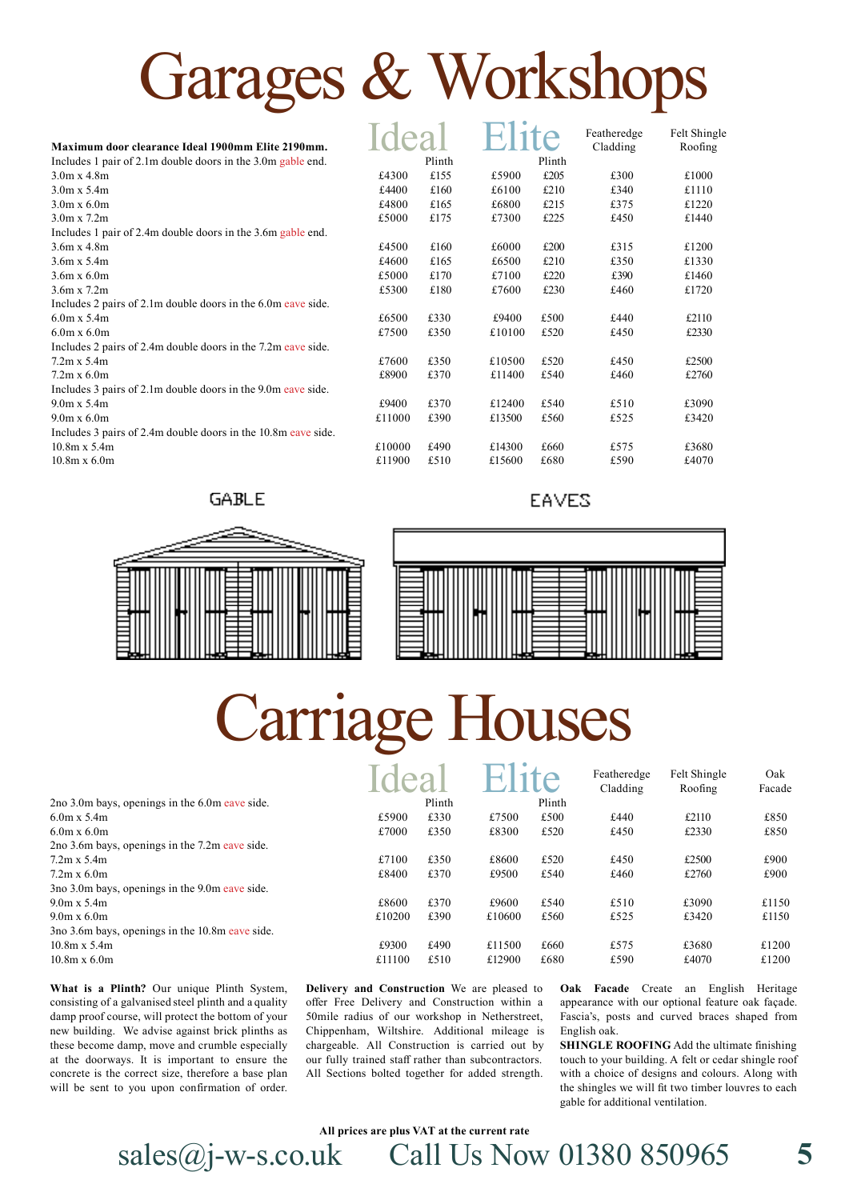# Garages & Workshops

| Maximum door clearance Ideal 1900mm Elite 2190mm. | Ideal | Plinth | Elite | Plinth | Featheredge Cladding | Felt Shingle Roofing |
|---|---|---|---|---|---|---|
| Includes 1 pair of 2.1m double doors in the 3.0m gable end. | | | | | | |
| 3.0m x 4.8m | £4300 | £155 | £5900 | £205 | £300 | £1000 |
| 3.0m x 5.4m | £4400 | £160 | £6100 | £210 | £340 | £1110 |
| 3.0m x 6.0m | £4800 | £165 | £6800 | £215 | £375 | £1220 |
| 3.0m x 7.2m | £5000 | £175 | £7300 | £225 | £450 | £1440 |
| Includes 1 pair of 2.4m double doors in the 3.6m gable end. | | | | | | |
| 3.6m x 4.8m | £4500 | £160 | £6000 | £200 | £315 | £1200 |
| 3.6m x 5.4m | £4600 | £165 | £6500 | £210 | £350 | £1330 |
| 3.6m x 6.0m | £5000 | £170 | £7100 | £220 | £390 | £1460 |
| 3.6m x 7.2m | £5300 | £180 | £7600 | £230 | £460 | £1720 |
| Includes 2 pairs of 2.1m double doors in the 6.0m eave side. | | | | | | |
| 6.0m x 5.4m | £6500 | £330 | £9400 | £500 | £440 | £2110 |
| 6.0m x 6.0m | £7500 | £350 | £10100 | £520 | £450 | £2330 |
| Includes 2 pairs of 2.4m double doors in the 7.2m eave side. | | | | | | |
| 7.2m x 5.4m | £7600 | £350 | £10500 | £520 | £450 | £2500 |
| 7.2m x 6.0m | £8900 | £370 | £11400 | £540 | £460 | £2760 |
| Includes 3 pairs of 2.1m double doors in the 9.0m eave side. | | | | | | |
| 9.0m x 5.4m | £9400 | £370 | £12400 | £540 | £510 | £3090 |
| 9.0m x 6.0m | £11000 | £390 | £13500 | £560 | £525 | £3420 |
| Includes 3 pairs of 2.4m double doors in the 10.8m eave side. | | | | | | |
| 10.8m x 5.4m | £10000 | £490 | £14300 | £660 | £575 | £3680 |
| 10.8m x 6.0m | £11900 | £510 | £15600 | £680 | £590 | £4070 |

GABLE

EAVES

# Carriage Houses

| | Ideal | Plinth | Elite | Plinth | Featheredge Cladding | Felt Shingle Roofing | Oak Facade |
|---|---|---|---|---|---|---|---|
| 2no 3.0m bays, openings in the 6.0m eave side. | | | | | | | |
| 6.0m x 5.4m | £5900 | £330 | £7500 | £500 | £440 | £2110 | £850 |
| 6.0m x 6.0m | £7000 | £350 | £8300 | £520 | £450 | £2330 | £850 |
| 2no 3.6m bays, openings in the 7.2m eave side. | | | | | | | |
| 7.2m x 5.4m | £7100 | £350 | £8600 | £520 | £450 | £2500 | £900 |
| 7.2m x 6.0m | £8400 | £370 | £9500 | £540 | £460 | £2760 | £900 |
| 3no 3.0m bays, openings in the 9.0m eave side. | | | | | | | |
| 9.0m x 5.4m | £8600 | £370 | £9600 | £540 | £510 | £3090 | £1150 |
| 9.0m x 6.0m | £10200 | £390 | £10600 | £560 | £525 | £3420 | £1150 |
| 3no 3.6m bays, openings in the 10.8m eave side. | | | | | | | |
| 10.8m x 5.4m | £9300 | £490 | £11500 | £660 | £575 | £3680 | £1200 |
| 10.8m x 6.0m | £11100 | £510 | £12900 | £680 | £590 | £4070 | £1200 |

**What is a Plinth?** Our unique Plinth System, consisting of a galvanised steel plinth and a quality damp proof course, will protect the bottom of your new building. We advise against brick plinths as these become damp, move and crumble especially at the doorways. It is important to ensure the concrete is the correct size, therefore a base plan will be sent to you upon confirmation of order.

**Delivery and Construction** We are pleased to offer Free Delivery and Construction within a 50mile radius of our workshop in Netherstreet, Chippenham, Wiltshire. Additional mileage is chargeable. All Construction is carried out by our fully trained staff rather than subcontractors. All Sections bolted together for added strength.

**Oak Facade** Create an English Heritage appearance with our optional feature oak façade. Fascia's, posts and curved braces shaped from English oak.

**SHINGLE ROOFING** Add the ultimate finishing touch to your building. A felt or cedar shingle roof with a choice of designs and colours. Along with the shingles we will fit two timber louvres to each gable for additional ventilation.

**All prices are plus VAT at the current rate**

sales@j-w-s.co.uk Call Us Now 01380 850965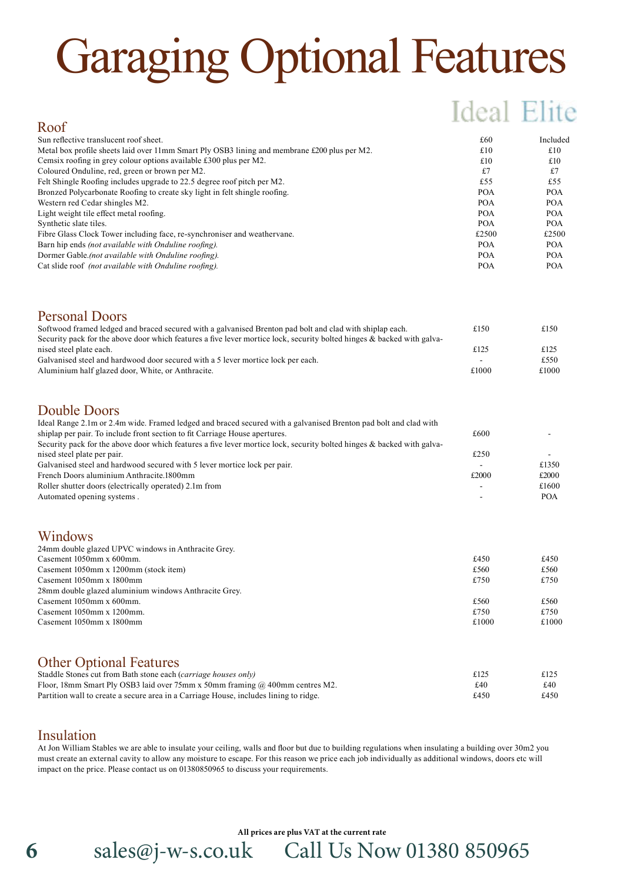# Garaging Optional Features

## Roof

| | Ideal | Elite |
|---|---|---|
| Sun reflective translucent roof sheet. | £60 | Included |
| Metal box profile sheets laid over 11mm Smart Ply OSB3 lining and membrane £200 plus per M2. | £10 | £10 |
| Cemsix roofing in grey colour options available £300 plus per M2. | £10 | £10 |
| Coloured Onduline, red, green or brown per M2. | £7 | £7 |
| Felt Shingle Roofing includes upgrade to 22.5 degree roof pitch per M2. | £55 | £55 |
| Bronzed Polycarbonate Roofing to create sky light in felt shingle roofing. | POA | POA |
| Western red Cedar shingles M2. | POA | POA |
| Light weight tile effect metal roofing. | POA | POA |
| Synthetic slate tiles. | POA | POA |
| Fibre Glass Clock Tower including face, re-synchroniser and weathervane. | £2500 | £2500 |
| Barn hip ends *(not available with Onduline roofing).* | POA | POA |
| Dormer Gable.*(not available with Onduline roofing).* | POA | POA |
| Cat slide roof *(not available with Onduline roofing).* | POA | POA |

## Personal Doors

| | Ideal | Elite |
|---|---|---|
| Softwood framed ledged and braced secured with a galvanised Brenton pad bolt and clad with shiplap each. | £150 | £150 |
| Security pack for the above door which features a five lever mortice lock, security bolted hinges & backed with galvanised steel plate each. | £125 | £125 |
| Galvanised steel and hardwood door secured with a 5 lever mortice lock per each. | - | £550 |
| Aluminium half glazed door, White, or Anthracite. | £1000 | £1000 |

## Double Doors

| | Ideal | Elite |
|---|---|---|
| Ideal Range 2.1m or 2.4m wide. Framed ledged and braced secured with a galvanised Brenton pad bolt and clad with shiplap per pair. To include front section to fit Carriage House apertures. | £600 | - |
| Security pack for the above door which features a five lever mortice lock, security bolted hinges & backed with galvanised steel plate per pair. | £250 | - |
| Galvanised steel and hardwood secured with 5 lever mortice lock per pair. | - | £1350 |
| French Doors aluminium Anthracite.1800mm | £2000 | £2000 |
| Roller shutter doors (electrically operated) 2.1m from | - | £1600 |
| Automated opening systems . | - | POA |

## Windows

| | Ideal | Elite |
|---|---|---|
| 24mm double glazed UPVC windows in Anthracite Grey. | | |
| Casement 1050mm x 600mm. | £450 | £450 |
| Casement 1050mm x 1200mm (stock item) | £560 | £560 |
| Casement 1050mm x 1800mm | £750 | £750 |
| 28mm double glazed aluminium windows Anthracite Grey. | | |
| Casement 1050mm x 600mm. | £560 | £560 |
| Casement 1050mm x 1200mm. | £750 | £750 |
| Casement 1050mm x 1800mm | £1000 | £1000 |

## Other Optional Features

| | Ideal | Elite |
|---|---|---|
| Staddle Stones cut from Bath stone each *(carriage houses only)* | £125 | £125 |
| Floor, 18mm Smart Ply OSB3 laid over 75mm x 50mm framing @ 400mm centres M2. | £40 | £40 |
| Partition wall to create a secure area in a Carriage House, includes lining to ridge. | £450 | £450 |

## Insulation

At Jon William Stables we are able to insulate your ceiling, walls and floor but due to building regulations when insulating a building over 30m2 you must create an external cavity to allow any moisture to escape. For this reason we price each job individually as additional windows, doors etc will impact on the price. Please contact us on 01380850965 to discuss your requirements.

**All prices are plus VAT at the current rate**

sales@j-w-s.co.uk Call Us Now 01380 850965